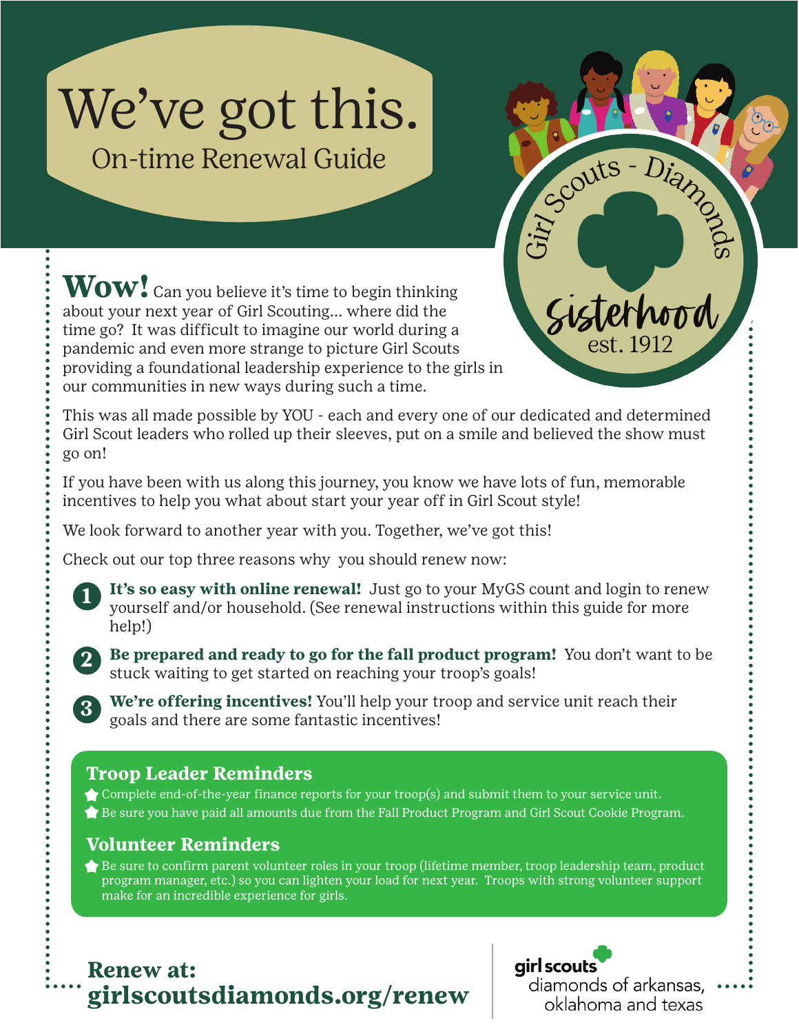# We've got this.

## On-time Renewal Guide

Girl Scouts - Diamonds

Sisterhood

est. 1912

**Wow!** Can you believe it's time to begin thinking about your next year of Girl Scouting… where did the time go? It was difficult to imagine our world during a pandemic and even more strange to picture Girl Scouts providing a foundational leadership experience to the girls in our communities in new ways during such a time.

This was all made possible by YOU - each and every one of our dedicated and determined Girl Scout leaders who rolled up their sleeves, put on a smile and believed the show must go on!

If you have been with us along this journey, you know we have lots of fun, memorable incentives to help you what about start your year off in Girl Scout style!

We look forward to another year with you. Together, we've got this!

Check out our top three reasons why you should renew now:

1. **It's so easy with online renewal!** Just go to your MyGS count and login to renew yourself and/or household. (See renewal instructions within this guide for more help!)
2. **Be prepared and ready to go for the fall product program!** You don't want to be stuck waiting to get started on reaching your troop's goals!
3. **We're offering incentives!** You'll help your troop and service unit reach their goals and there are some fantastic incentives!

### Troop Leader Reminders

- Complete end-of-the-year finance reports for your troop(s) and submit them to your service unit.
- Be sure you have paid all amounts due from the Fall Product Program and Girl Scout Cookie Program.

### Volunteer Reminders

- Be sure to confirm parent volunteer roles in your troop (lifetime member, troop leadership team, product program manager, etc.) so you can lighten your load for next year. Troops with strong volunteer support make for an incredible experience for girls.

**Renew at:**
**girlscoutsdiamonds.org/renew**

girl scouts
diamonds of arkansas, oklahoma and texas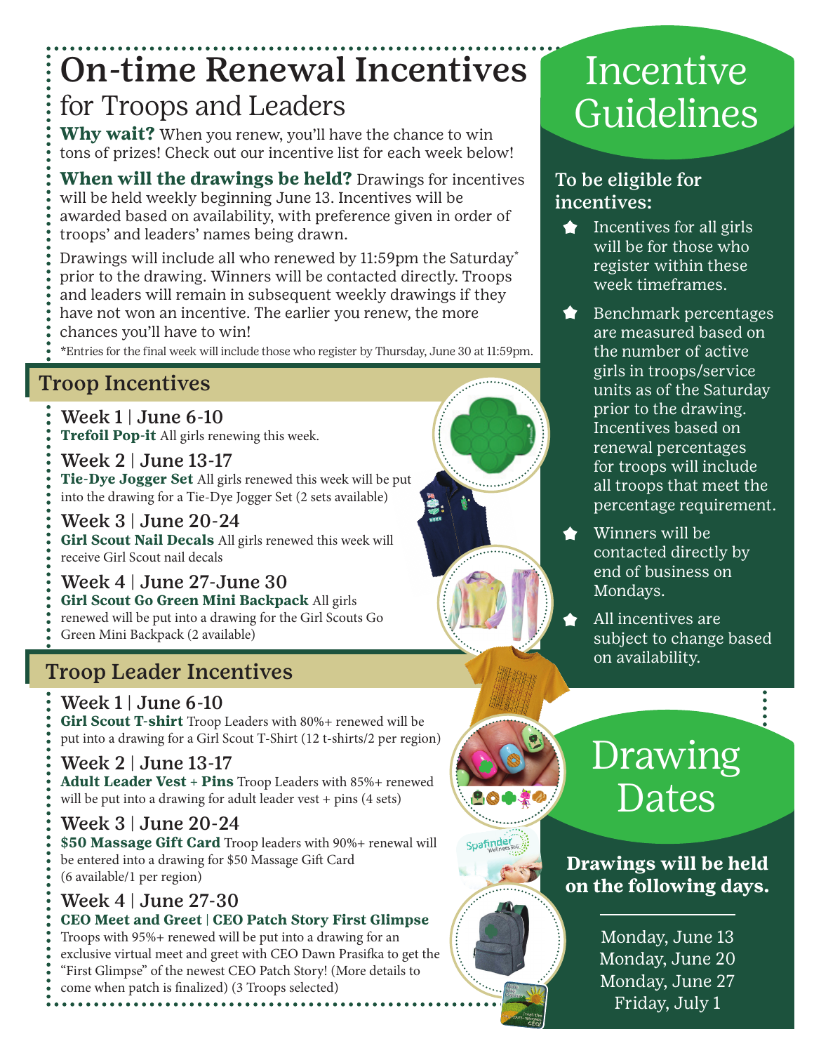# On-time Renewal Incentives

## for Troops and Leaders

**Why wait?** When you renew, you'll have the chance to win tons of prizes! Check out our incentive list for each week below!

**When will the drawings be held?** Drawings for incentives will be held weekly beginning June 13. Incentives will be awarded based on availability, with preference given in order of troops' and leaders' names being drawn.

Drawings will include all who renewed by 11:59pm the Saturday* prior to the drawing. Winners will be contacted directly. Troops and leaders will remain in subsequent weekly drawings if they have not won an incentive. The earlier you renew, the more chances you'll have to win!

*Entries for the final week will include those who register by Thursday, June 30 at 11:59pm.

## Troop Incentives

### Week 1 | June 6-10

**Trefoil Pop-it** All girls renewing this week.

### Week 2 | June 13-17

**Tie-Dye Jogger Set** All girls renewed this week will be put into the drawing for a Tie-Dye Jogger Set (2 sets available)

### Week 3 | June 20-24

**Girl Scout Nail Decals** All girls renewed this week will receive Girl Scout nail decals

### Week 4 | June 27-June 30

**Girl Scout Go Green Mini Backpack** All girls renewed will be put into a drawing for the Girl Scouts Go Green Mini Backpack (2 available)

## Troop Leader Incentives

### Week 1 | June 6-10

**Girl Scout T-shirt** Troop Leaders with 80%+ renewed will be put into a drawing for a Girl Scout T-Shirt (12 t-shirts/2 per region)

### Week 2 | June 13-17

**Adult Leader Vest + Pins** Troop Leaders with 85%+ renewed will be put into a drawing for adult leader vest + pins (4 sets)

### Week 3 | June 20-24

**$50 Massage Gift Card** Troop leaders with 90%+ renewal will be entered into a drawing for $50 Massage Gift Card (6 available/1 per region)

### Week 4 | June 27-30

**CEO Meet and Greet | CEO Patch Story First Glimpse**
Troops with 95%+ renewed will be put into a drawing for an exclusive virtual meet and greet with CEO Dawn Prasifka to get the "First Glimpse" of the newest CEO Patch Story! (More details to come when patch is finalized) (3 Troops selected)

# Incentive Guidelines

**To be eligible for incentives:**

- Incentives for all girls will be for those who register within these week timeframes.
- Benchmark percentages are measured based on the number of active girls in troops/service units as of the Saturday prior to the drawing. Incentives based on renewal percentages for troops will include all troops that meet the percentage requirement.
- Winners will be contacted directly by end of business on Mondays.
- All incentives are subject to change based on availability.

# Drawing Dates

**Drawings will be held on the following days.**

Monday, June 13
Monday, June 20
Monday, June 27
Friday, July 1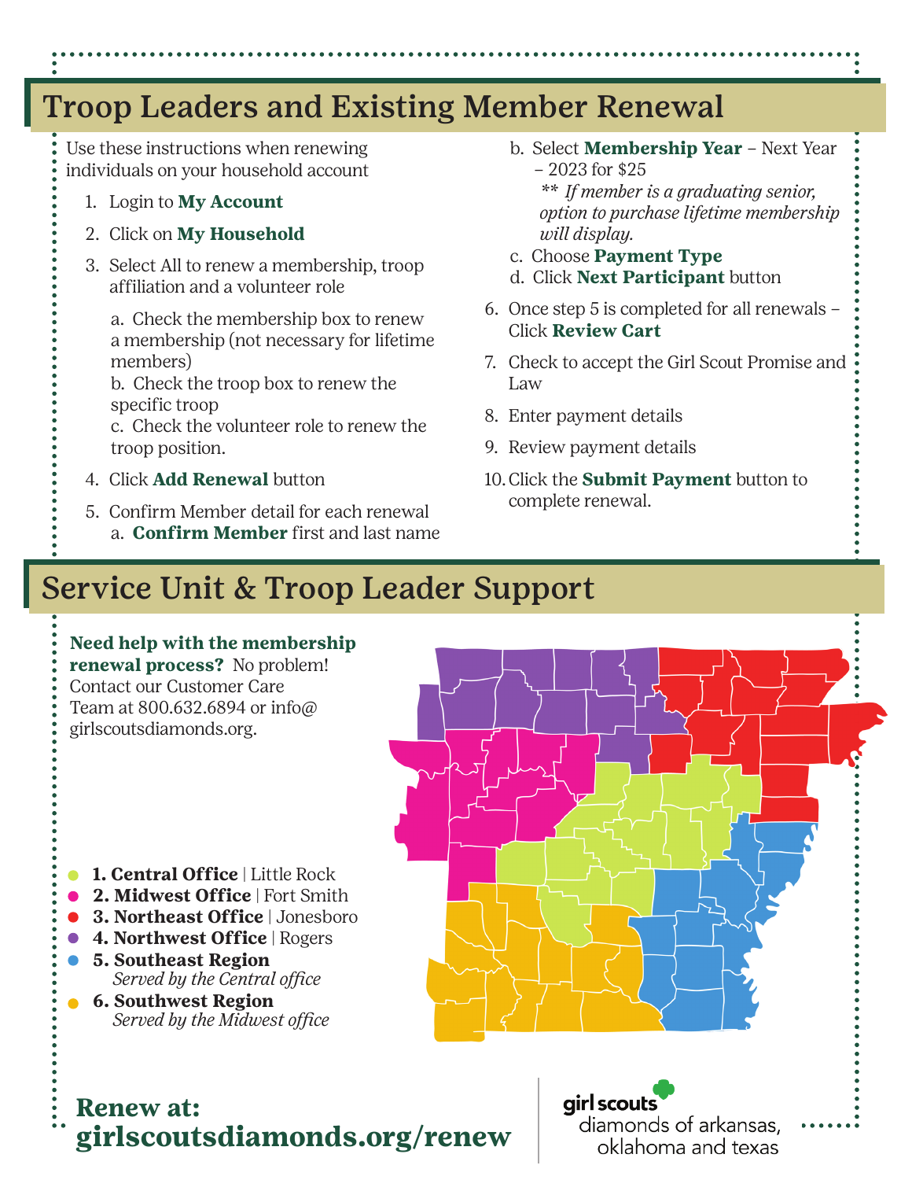## Troop Leaders and Existing Member Renewal

Use these instructions when renewing individuals on your household account

1. Login to **My Account**
2. Click on **My Household**
3. Select All to renew a membership, troop affiliation and a volunteer role

   a. Check the membership box to renew a membership (not necessary for lifetime members)
   b. Check the troop box to renew the specific troop
   c. Check the volunteer role to renew the troop position.
4. Click **Add Renewal** button
5. Confirm Member detail for each renewal
   a. **Confirm Member** first and last name
   b. Select **Membership Year** – Next Year – 2023 for $25
      *\*\* If member is a graduating senior, option to purchase lifetime membership will display.*
   c. Choose **Payment Type**
   d. Click **Next Participant** button
6. Once step 5 is completed for all renewals – Click **Review Cart**
7. Check to accept the Girl Scout Promise and Law
8. Enter payment details
9. Review payment details
10. Click the **Submit Payment** button to complete renewal.

## Service Unit & Troop Leader Support

**Need help with the membership renewal process?** No problem! Contact our Customer Care Team at 800.632.6894 or info@girlscoutsdiamonds.org.

- **1. Central Office** | Little Rock
- **2. Midwest Office** | Fort Smith
- **3. Northeast Office** | Jonesboro
- **4. Northwest Office** | Rogers
- **5. Southeast Region**
  *Served by the Central office*
- **6. Southwest Region**
  *Served by the Midwest office*

**Renew at: girlscoutsdiamonds.org/renew**

girl scouts
diamonds of arkansas, oklahoma and texas